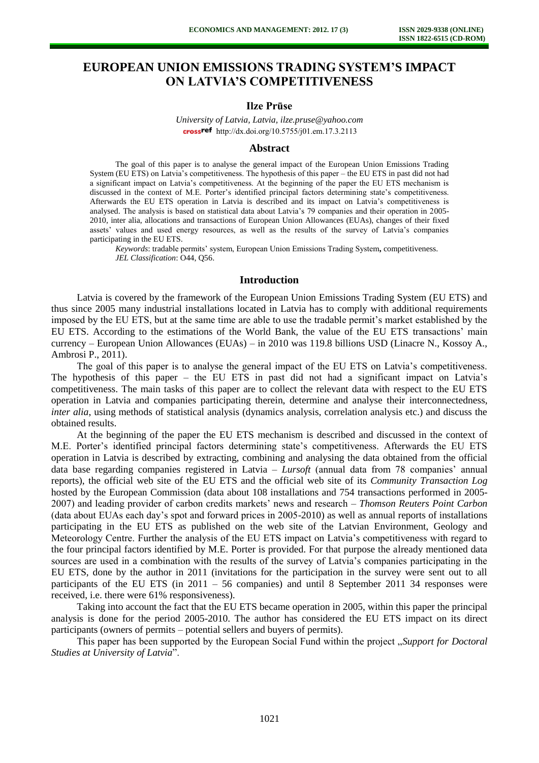# EUROPEAN UNION EMISSIONS TRADING SYSTEM'S IMPACT ON LATVIA'S COMPETITIVENESS

**Ilze Prūse**

*University of Latvia, Latvia, ilze.pruse@yahoo.com*
http://dx.doi.org/10.5755/j01.em.17.3.2113

## Abstract

The goal of this paper is to analyse the general impact of the European Union Emissions Trading System (EU ETS) on Latvia's competitiveness. The hypothesis of this paper – the EU ETS in past did not had a significant impact on Latvia's competitiveness. At the beginning of the paper the EU ETS mechanism is discussed in the context of M.E. Porter's identified principal factors determining state's competitiveness. Afterwards the EU ETS operation in Latvia is described and its impact on Latvia's competitiveness is analysed. The analysis is based on statistical data about Latvia's 79 companies and their operation in 2005-2010, inter alia, allocations and transactions of European Union Allowances (EUAs), changes of their fixed assets' values and used energy resources, as well as the results of the survey of Latvia's companies participating in the EU ETS.

*Keywords*: tradable permits' system, European Union Emissions Trading System**,** competitiveness.
*JEL Classification*: O44, Q56.

## Introduction

Latvia is covered by the framework of the European Union Emissions Trading System (EU ETS) and thus since 2005 many industrial installations located in Latvia has to comply with additional requirements imposed by the EU ETS, but at the same time are able to use the tradable permit's market established by the EU ETS. According to the estimations of the World Bank, the value of the EU ETS transactions' main currency – European Union Allowances (EUAs) – in 2010 was 119.8 billions USD (Linacre N., Kossoy A., Ambrosi P., 2011).

The goal of this paper is to analyse the general impact of the EU ETS on Latvia's competitiveness. The hypothesis of this paper – the EU ETS in past did not had a significant impact on Latvia's competitiveness. The main tasks of this paper are to collect the relevant data with respect to the EU ETS operation in Latvia and companies participating therein, determine and analyse their interconnectedness, *inter alia*, using methods of statistical analysis (dynamics analysis, correlation analysis etc.) and discuss the obtained results.

At the beginning of the paper the EU ETS mechanism is described and discussed in the context of M.E. Porter's identified principal factors determining state's competitiveness. Afterwards the EU ETS operation in Latvia is described by extracting, combining and analysing the data obtained from the official data base regarding companies registered in Latvia – *Lursoft* (annual data from 78 companies' annual reports), the official web site of the EU ETS and the official web site of its *Community Transaction Log* hosted by the European Commission (data about 108 installations and 754 transactions performed in 2005-2007) and leading provider of carbon credits markets' news and research – *Thomson Reuters Point Carbon* (data about EUAs each day's spot and forward prices in 2005-2010) as well as annual reports of installations participating in the EU ETS as published on the web site of the Latvian Environment, Geology and Meteorology Centre. Further the analysis of the EU ETS impact on Latvia's competitiveness with regard to the four principal factors identified by M.E. Porter is provided. For that purpose the already mentioned data sources are used in a combination with the results of the survey of Latvia's companies participating in the EU ETS, done by the author in 2011 (invitations for the participation in the survey were sent out to all participants of the EU ETS (in 2011 – 56 companies) and until 8 September 2011 34 responses were received, i.e. there were 61% responsiveness).

Taking into account the fact that the EU ETS became operation in 2005, within this paper the principal analysis is done for the period 2005-2010. The author has considered the EU ETS impact on its direct participants (owners of permits – potential sellers and buyers of permits).

This paper has been supported by the European Social Fund within the project „*Support for Doctoral Studies at University of Latvia*".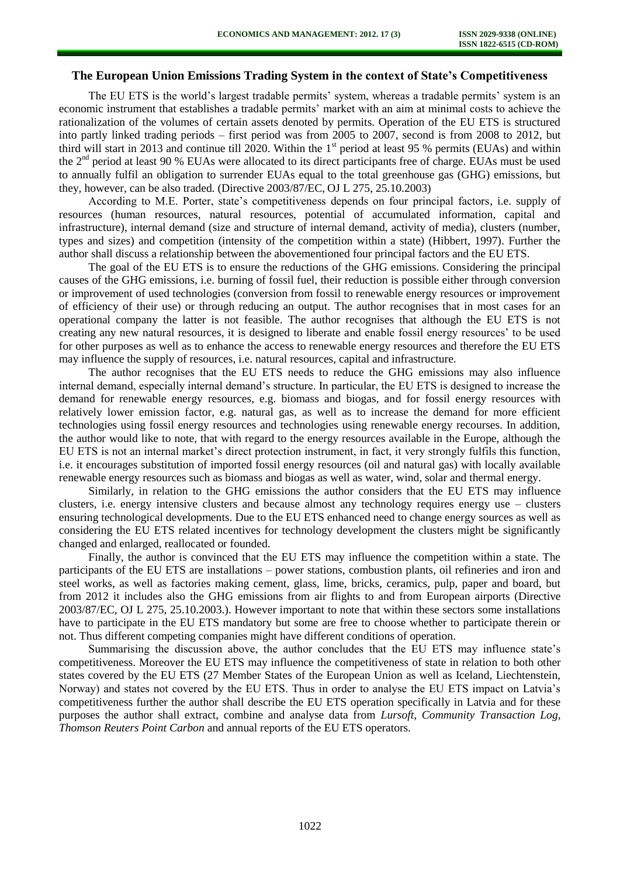## The European Union Emissions Trading System in the context of State's Competitiveness

The EU ETS is the world's largest tradable permits' system, whereas a tradable permits' system is an economic instrument that establishes a tradable permits' market with an aim at minimal costs to achieve the rationalization of the volumes of certain assets denoted by permits. Operation of the EU ETS is structured into partly linked trading periods – first period was from 2005 to 2007, second is from 2008 to 2012, but third will start in 2013 and continue till 2020. Within the 1st period at least 95 % permits (EUAs) and within the 2nd period at least 90 % EUAs were allocated to its direct participants free of charge. EUAs must be used to annually fulfil an obligation to surrender EUAs equal to the total greenhouse gas (GHG) emissions, but they, however, can be also traded. (Directive 2003/87/EC, OJ L 275, 25.10.2003)

According to M.E. Porter, state's competitiveness depends on four principal factors, i.e. supply of resources (human resources, natural resources, potential of accumulated information, capital and infrastructure), internal demand (size and structure of internal demand, activity of media), clusters (number, types and sizes) and competition (intensity of the competition within a state) (Hibbert, 1997). Further the author shall discuss a relationship between the abovementioned four principal factors and the EU ETS.

The goal of the EU ETS is to ensure the reductions of the GHG emissions. Considering the principal causes of the GHG emissions, i.e. burning of fossil fuel, their reduction is possible either through conversion or improvement of used technologies (conversion from fossil to renewable energy resources or improvement of efficiency of their use) or through reducing an output. The author recognises that in most cases for an operational company the latter is not feasible. The author recognises that although the EU ETS is not creating any new natural resources, it is designed to liberate and enable fossil energy resources' to be used for other purposes as well as to enhance the access to renewable energy resources and therefore the EU ETS may influence the supply of resources, i.e. natural resources, capital and infrastructure.

The author recognises that the EU ETS needs to reduce the GHG emissions may also influence internal demand, especially internal demand's structure. In particular, the EU ETS is designed to increase the demand for renewable energy resources, e.g. biomass and biogas, and for fossil energy resources with relatively lower emission factor, e.g. natural gas, as well as to increase the demand for more efficient technologies using fossil energy resources and technologies using renewable energy recourses. In addition, the author would like to note, that with regard to the energy resources available in the Europe, although the EU ETS is not an internal market's direct protection instrument, in fact, it very strongly fulfils this function, i.e. it encourages substitution of imported fossil energy resources (oil and natural gas) with locally available renewable energy resources such as biomass and biogas as well as water, wind, solar and thermal energy.

Similarly, in relation to the GHG emissions the author considers that the EU ETS may influence clusters, i.e. energy intensive clusters and because almost any technology requires energy use – clusters ensuring technological developments. Due to the EU ETS enhanced need to change energy sources as well as considering the EU ETS related incentives for technology development the clusters might be significantly changed and enlarged, reallocated or founded.

Finally, the author is convinced that the EU ETS may influence the competition within a state. The participants of the EU ETS are installations – power stations, combustion plants, oil refineries and iron and steel works, as well as factories making cement, glass, lime, bricks, ceramics, pulp, paper and board, but from 2012 it includes also the GHG emissions from air flights to and from European airports (Directive 2003/87/EC, OJ L 275, 25.10.2003.). However important to note that within these sectors some installations have to participate in the EU ETS mandatory but some are free to choose whether to participate therein or not. Thus different competing companies might have different conditions of operation.

Summarising the discussion above, the author concludes that the EU ETS may influence state's competitiveness. Moreover the EU ETS may influence the competitiveness of state in relation to both other states covered by the EU ETS (27 Member States of the European Union as well as Iceland, Liechtenstein, Norway) and states not covered by the EU ETS. Thus in order to analyse the EU ETS impact on Latvia's competitiveness further the author shall describe the EU ETS operation specifically in Latvia and for these purposes the author shall extract, combine and analyse data from *Lursoft*, *Community Transaction Log*, *Thomson Reuters Point Carbon* and annual reports of the EU ETS operators.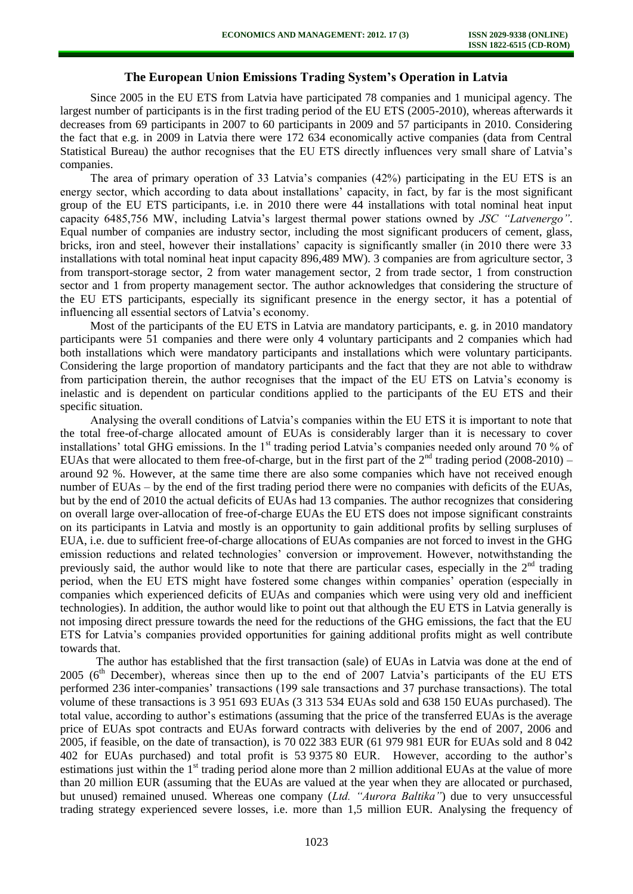### The European Union Emissions Trading System's Operation in Latvia

Since 2005 in the EU ETS from Latvia have participated 78 companies and 1 municipal agency. The largest number of participants is in the first trading period of the EU ETS (2005-2010), whereas afterwards it decreases from 69 participants in 2007 to 60 participants in 2009 and 57 participants in 2010. Considering the fact that e.g. in 2009 in Latvia there were 172 634 economically active companies (data from Central Statistical Bureau) the author recognises that the EU ETS directly influences very small share of Latvia's companies.

The area of primary operation of 33 Latvia's companies (42%) participating in the EU ETS is an energy sector, which according to data about installations' capacity, in fact, by far is the most significant group of the EU ETS participants, i.e. in 2010 there were 44 installations with total nominal heat input capacity 6485,756 MW, including Latvia's largest thermal power stations owned by *JSC "Latvenergo"*. Equal number of companies are industry sector, including the most significant producers of cement, glass, bricks, iron and steel, however their installations' capacity is significantly smaller (in 2010 there were 33 installations with total nominal heat input capacity 896,489 MW). 3 companies are from agriculture sector, 3 from transport-storage sector, 2 from water management sector, 2 from trade sector, 1 from construction sector and 1 from property management sector. The author acknowledges that considering the structure of the EU ETS participants, especially its significant presence in the energy sector, it has a potential of influencing all essential sectors of Latvia's economy.

Most of the participants of the EU ETS in Latvia are mandatory participants, e. g. in 2010 mandatory participants were 51 companies and there were only 4 voluntary participants and 2 companies which had both installations which were mandatory participants and installations which were voluntary participants. Considering the large proportion of mandatory participants and the fact that they are not able to withdraw from participation therein, the author recognises that the impact of the EU ETS on Latvia's economy is inelastic and is dependent on particular conditions applied to the participants of the EU ETS and their specific situation.

Analysing the overall conditions of Latvia's companies within the EU ETS it is important to note that the total free-of-charge allocated amount of EUAs is considerably larger than it is necessary to cover installations' total GHG emissions. In the 1st trading period Latvia's companies needed only around 70 % of EUAs that were allocated to them free-of-charge, but in the first part of the 2nd trading period (2008-2010) – around 92 %. However, at the same time there are also some companies which have not received enough number of EUAs – by the end of the first trading period there were no companies with deficits of the EUAs, but by the end of 2010 the actual deficits of EUAs had 13 companies. The author recognizes that considering on overall large over-allocation of free-of-charge EUAs the EU ETS does not impose significant constraints on its participants in Latvia and mostly is an opportunity to gain additional profits by selling surpluses of EUA, i.e. due to sufficient free-of-charge allocations of EUAs companies are not forced to invest in the GHG emission reductions and related technologies' conversion or improvement. However, notwithstanding the previously said, the author would like to note that there are particular cases, especially in the 2nd trading period, when the EU ETS might have fostered some changes within companies' operation (especially in companies which experienced deficits of EUAs and companies which were using very old and inefficient technologies). In addition, the author would like to point out that although the EU ETS in Latvia generally is not imposing direct pressure towards the need for the reductions of the GHG emissions, the fact that the EU ETS for Latvia's companies provided opportunities for gaining additional profits might as well contribute towards that.

The author has established that the first transaction (sale) of EUAs in Latvia was done at the end of 2005 (6th December), whereas since then up to the end of 2007 Latvia's participants of the EU ETS performed 236 inter-companies' transactions (199 sale transactions and 37 purchase transactions). The total volume of these transactions is 3 951 693 EUAs (3 313 534 EUAs sold and 638 150 EUAs purchased). The total value, according to author's estimations (assuming that the price of the transferred EUAs is the average price of EUAs spot contracts and EUAs forward contracts with deliveries by the end of 2007, 2006 and 2005, if feasible, on the date of transaction), is 70 022 383 EUR (61 979 981 EUR for EUAs sold and 8 042 402 for EUAs purchased) and total profit is 53 9375 80 EUR. However, according to the author's estimations just within the 1st trading period alone more than 2 million additional EUAs at the value of more than 20 million EUR (assuming that the EUAs are valued at the year when they are allocated or purchased, but unused) remained unused. Whereas one company (*Ltd. "Aurora Baltika"*) due to very unsuccessful trading strategy experienced severe losses, i.e. more than 1,5 million EUR. Analysing the frequency of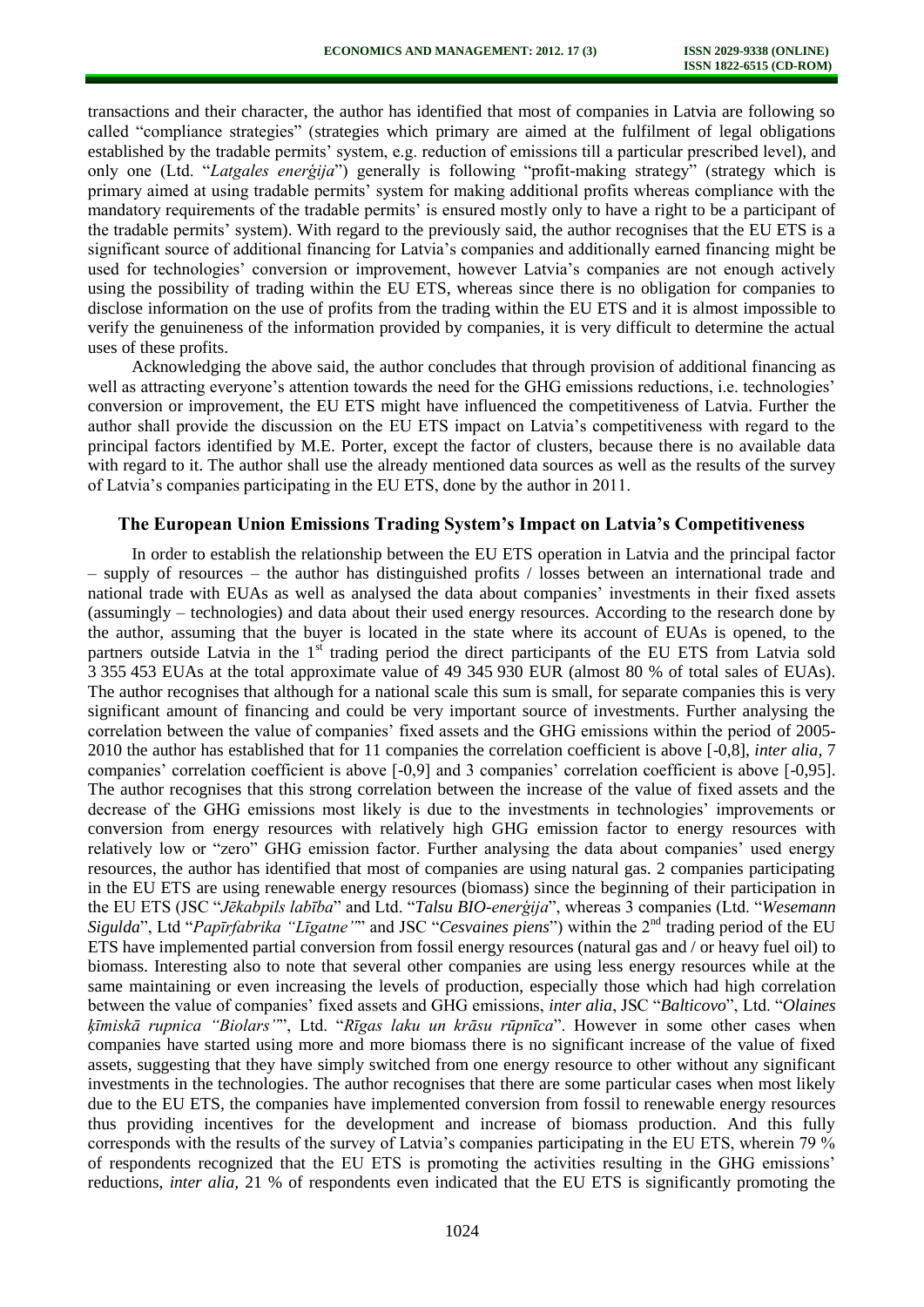transactions and their character, the author has identified that most of companies in Latvia are following so called "compliance strategies" (strategies which primary are aimed at the fulfilment of legal obligations established by the tradable permits' system, e.g. reduction of emissions till a particular prescribed level), and only one (Ltd. "*Latgales enerģija*") generally is following "profit-making strategy" (strategy which is primary aimed at using tradable permits' system for making additional profits whereas compliance with the mandatory requirements of the tradable permits' is ensured mostly only to have a right to be a participant of the tradable permits' system). With regard to the previously said, the author recognises that the EU ETS is a significant source of additional financing for Latvia's companies and additionally earned financing might be used for technologies' conversion or improvement, however Latvia's companies are not enough actively using the possibility of trading within the EU ETS, whereas since there is no obligation for companies to disclose information on the use of profits from the trading within the EU ETS and it is almost impossible to verify the genuineness of the information provided by companies, it is very difficult to determine the actual uses of these profits.

Acknowledging the above said, the author concludes that through provision of additional financing as well as attracting everyone's attention towards the need for the GHG emissions reductions, i.e. technologies' conversion or improvement, the EU ETS might have influenced the competitiveness of Latvia. Further the author shall provide the discussion on the EU ETS impact on Latvia's competitiveness with regard to the principal factors identified by M.E. Porter, except the factor of clusters, because there is no available data with regard to it. The author shall use the already mentioned data sources as well as the results of the survey of Latvia's companies participating in the EU ETS, done by the author in 2011.

## The European Union Emissions Trading System's Impact on Latvia's Competitiveness

In order to establish the relationship between the EU ETS operation in Latvia and the principal factor – supply of resources – the author has distinguished profits / losses between an international trade and national trade with EUAs as well as analysed the data about companies' investments in their fixed assets (assumingly – technologies) and data about their used energy resources. According to the research done by the author, assuming that the buyer is located in the state where its account of EUAs is opened, to the partners outside Latvia in the 1st trading period the direct participants of the EU ETS from Latvia sold 3 355 453 EUAs at the total approximate value of 49 345 930 EUR (almost 80 % of total sales of EUAs). The author recognises that although for a national scale this sum is small, for separate companies this is very significant amount of financing and could be very important source of investments. Further analysing the correlation between the value of companies' fixed assets and the GHG emissions within the period of 2005-2010 the author has established that for 11 companies the correlation coefficient is above [-0,8], *inter alia*, 7 companies' correlation coefficient is above [-0,9] and 3 companies' correlation coefficient is above [-0,95]. The author recognises that this strong correlation between the increase of the value of fixed assets and the decrease of the GHG emissions most likely is due to the investments in technologies' improvements or conversion from energy resources with relatively high GHG emission factor to energy resources with relatively low or "zero" GHG emission factor. Further analysing the data about companies' used energy resources, the author has identified that most of companies are using natural gas. 2 companies participating in the EU ETS are using renewable energy resources (biomass) since the beginning of their participation in the EU ETS (JSC "*Jēkabpils labība*" and Ltd. "*Talsu BIO-enerģija*", whereas 3 companies (Ltd. "*Wesemann Sigulda*", Ltd "*Papīrfabrika "Līgatne"*" and JSC "*Cesvaines piens*") within the 2nd trading period of the EU ETS have implemented partial conversion from fossil energy resources (natural gas and / or heavy fuel oil) to biomass. Interesting also to note that several other companies are using less energy resources while at the same maintaining or even increasing the levels of production, especially those which had high correlation between the value of companies' fixed assets and GHG emissions, *inter alia*, JSC "*Balticovo*", Ltd. "*Olaines ķīmiskā rupnica "Biolars"*", Ltd. "*Rīgas laku un krāsu rūpnīca*". However in some other cases when companies have started using more and more biomass there is no significant increase of the value of fixed assets, suggesting that they have simply switched from one energy resource to other without any significant investments in the technologies. The author recognises that there are some particular cases when most likely due to the EU ETS, the companies have implemented conversion from fossil to renewable energy resources thus providing incentives for the development and increase of biomass production. And this fully corresponds with the results of the survey of Latvia's companies participating in the EU ETS, wherein 79 % of respondents recognized that the EU ETS is promoting the activities resulting in the GHG emissions' reductions, *inter alia*, 21 % of respondents even indicated that the EU ETS is significantly promoting the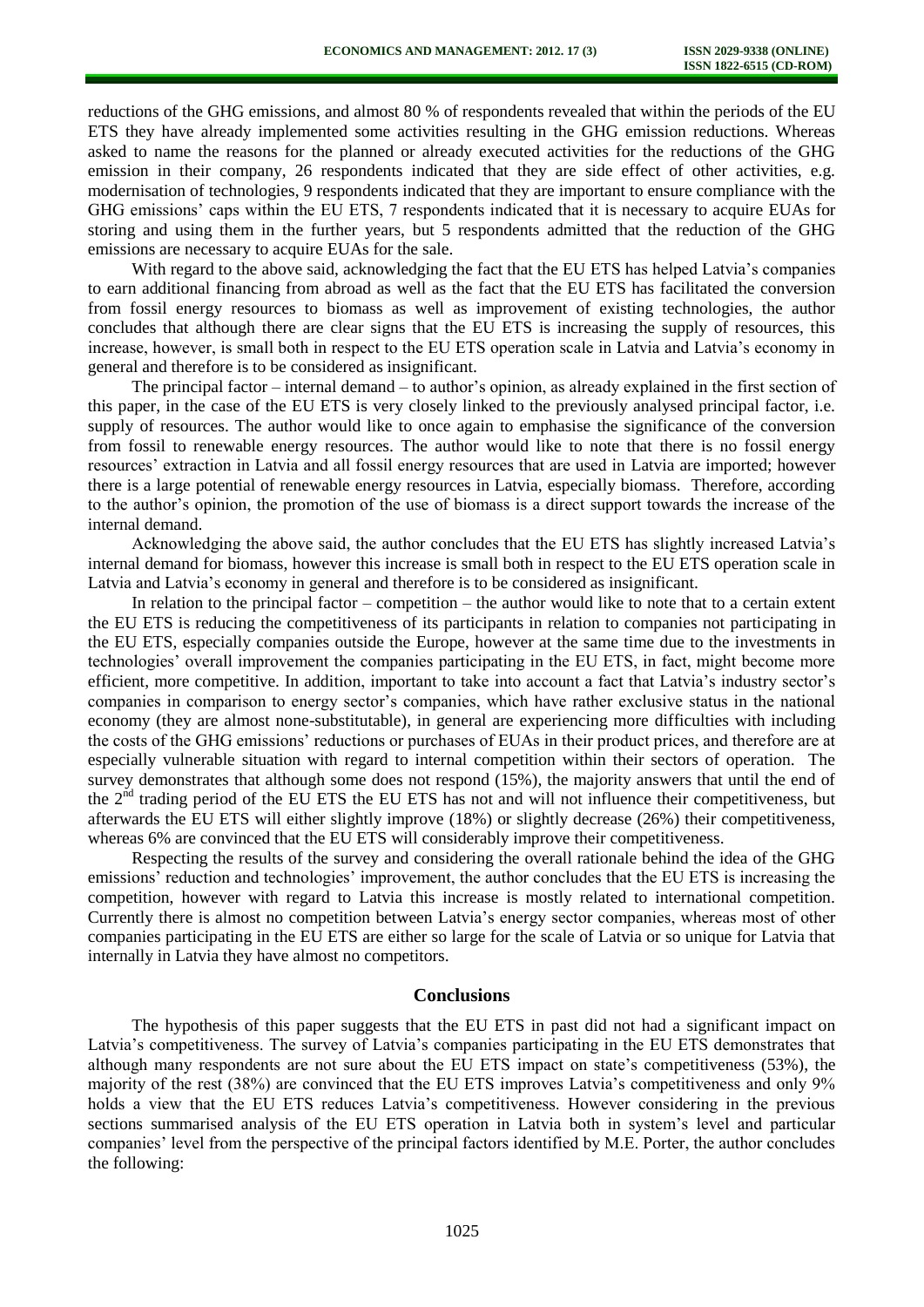reductions of the GHG emissions, and almost 80 % of respondents revealed that within the periods of the EU ETS they have already implemented some activities resulting in the GHG emission reductions. Whereas asked to name the reasons for the planned or already executed activities for the reductions of the GHG emission in their company, 26 respondents indicated that they are side effect of other activities, e.g. modernisation of technologies, 9 respondents indicated that they are important to ensure compliance with the GHG emissions' caps within the EU ETS, 7 respondents indicated that it is necessary to acquire EUAs for storing and using them in the further years, but 5 respondents admitted that the reduction of the GHG emissions are necessary to acquire EUAs for the sale.

With regard to the above said, acknowledging the fact that the EU ETS has helped Latvia's companies to earn additional financing from abroad as well as the fact that the EU ETS has facilitated the conversion from fossil energy resources to biomass as well as improvement of existing technologies, the author concludes that although there are clear signs that the EU ETS is increasing the supply of resources, this increase, however, is small both in respect to the EU ETS operation scale in Latvia and Latvia's economy in general and therefore is to be considered as insignificant.

The principal factor – internal demand – to author's opinion, as already explained in the first section of this paper, in the case of the EU ETS is very closely linked to the previously analysed principal factor, i.e. supply of resources. The author would like to once again to emphasise the significance of the conversion from fossil to renewable energy resources. The author would like to note that there is no fossil energy resources' extraction in Latvia and all fossil energy resources that are used in Latvia are imported; however there is a large potential of renewable energy resources in Latvia, especially biomass. Therefore, according to the author's opinion, the promotion of the use of biomass is a direct support towards the increase of the internal demand.

Acknowledging the above said, the author concludes that the EU ETS has slightly increased Latvia's internal demand for biomass, however this increase is small both in respect to the EU ETS operation scale in Latvia and Latvia's economy in general and therefore is to be considered as insignificant.

In relation to the principal factor – competition – the author would like to note that to a certain extent the EU ETS is reducing the competitiveness of its participants in relation to companies not participating in the EU ETS, especially companies outside the Europe, however at the same time due to the investments in technologies' overall improvement the companies participating in the EU ETS, in fact, might become more efficient, more competitive. In addition, important to take into account a fact that Latvia's industry sector's companies in comparison to energy sector's companies, which have rather exclusive status in the national economy (they are almost none-substitutable), in general are experiencing more difficulties with including the costs of the GHG emissions' reductions or purchases of EUAs in their product prices, and therefore are at especially vulnerable situation with regard to internal competition within their sectors of operation. The survey demonstrates that although some does not respond (15%), the majority answers that until the end of the 2nd trading period of the EU ETS the EU ETS has not and will not influence their competitiveness, but afterwards the EU ETS will either slightly improve (18%) or slightly decrease (26%) their competitiveness, whereas 6% are convinced that the EU ETS will considerably improve their competitiveness.

Respecting the results of the survey and considering the overall rationale behind the idea of the GHG emissions' reduction and technologies' improvement, the author concludes that the EU ETS is increasing the competition, however with regard to Latvia this increase is mostly related to international competition. Currently there is almost no competition between Latvia's energy sector companies, whereas most of other companies participating in the EU ETS are either so large for the scale of Latvia or so unique for Latvia that internally in Latvia they have almost no competitors.

## Conclusions

The hypothesis of this paper suggests that the EU ETS in past did not had a significant impact on Latvia's competitiveness. The survey of Latvia's companies participating in the EU ETS demonstrates that although many respondents are not sure about the EU ETS impact on state's competitiveness (53%), the majority of the rest (38%) are convinced that the EU ETS improves Latvia's competitiveness and only 9% holds a view that the EU ETS reduces Latvia's competitiveness. However considering in the previous sections summarised analysis of the EU ETS operation in Latvia both in system's level and particular companies' level from the perspective of the principal factors identified by M.E. Porter, the author concludes the following: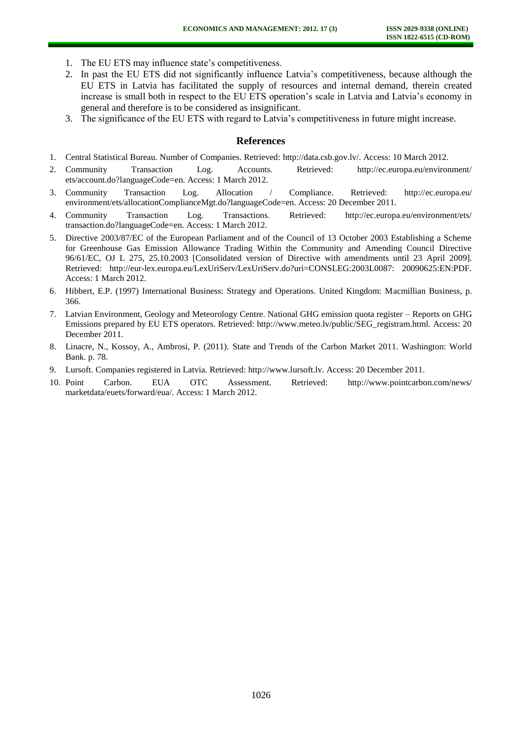1. The EU ETS may influence state's competitiveness.
2. In past the EU ETS did not significantly influence Latvia's competitiveness, because although the EU ETS in Latvia has facilitated the supply of resources and internal demand, therein created increase is small both in respect to the EU ETS operation's scale in Latvia and Latvia's economy in general and therefore is to be considered as insignificant.
3. The significance of the EU ETS with regard to Latvia's competitiveness in future might increase.

## References

1. Central Statistical Bureau. Number of Companies. Retrieved: http://data.csb.gov.lv/. Access: 10 March 2012.
2. Community Transaction Log. Accounts. Retrieved: http://ec.europa.eu/environment/ ets/account.do?languageCode=en. Access: 1 March 2012.
3. Community Transaction Log. Allocation / Compliance. Retrieved: http://ec.europa.eu/ environment/ets/allocationComplianceMgt.do?languageCode=en. Access: 20 December 2011.
4. Community Transaction Log. Transactions. Retrieved: http://ec.europa.eu/environment/ets/ transaction.do?languageCode=en. Access: 1 March 2012.
5. Directive 2003/87/EC of the European Parliament and of the Council of 13 October 2003 Establishing a Scheme for Greenhouse Gas Emission Allowance Trading Within the Community and Amending Council Directive 96/61/EC, OJ L 275, 25.10.2003 [Consolidated version of Directive with amendments until 23 April 2009]. Retrieved: http://eur-lex.europa.eu/LexUriServ/LexUriServ.do?uri=CONSLEG:2003L0087: 20090625:EN:PDF. Access: 1 March 2012.
6. Hibbert, E.P. (1997) International Business: Strategy and Operations. United Kingdom: Macmillian Business, p. 366.
7. Latvian Environment, Geology and Meteorology Centre. National GHG emission quota register – Reports on GHG Emissions prepared by EU ETS operators. Retrieved: http://www.meteo.lv/public/SEG_registram.html. Access: 20 December 2011.
8. Linacre, N., Kossoy, A., Ambrosi, P. (2011). State and Trends of the Carbon Market 2011. Washington: World Bank. p. 78.
9. Lursoft. Companies registered in Latvia. Retrieved: http://www.lursoft.lv. Access: 20 December 2011.
10. Point Carbon. EUA OTC Assessment. Retrieved: http://www.pointcarbon.com/news/ marketdata/euets/forward/eua/. Access: 1 March 2012.